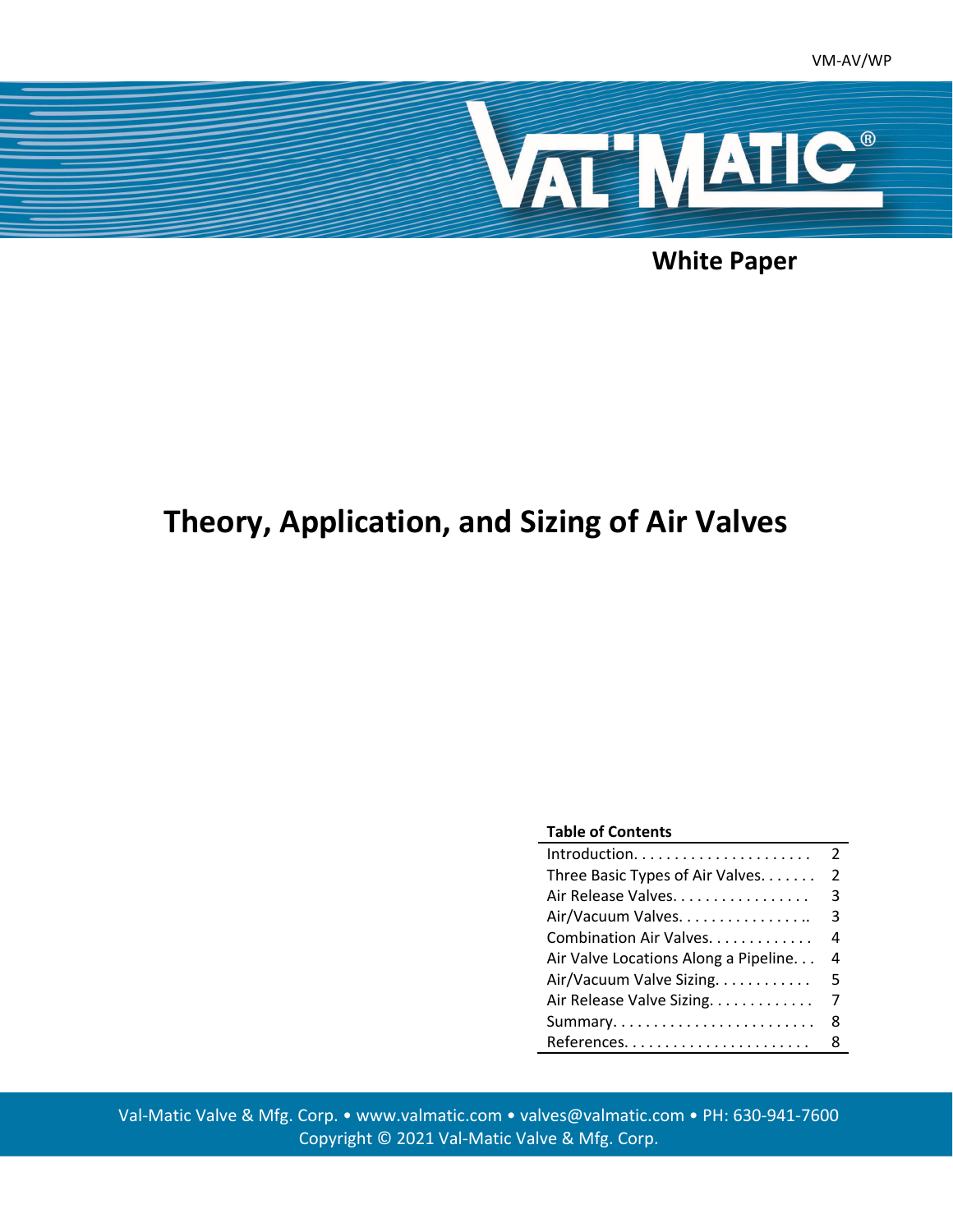VM-AV/WP

**White Paper**

# Theory, Application, and Sizing of Air Valves

**Table of Contents**

| | |
|---|---|
| Introduction | 2 |
| Three Basic Types of Air Valves | 2 |
| Air Release Valves | 3 |
| Air/Vacuum Valves | 3 |
| Combination Air Valves | 4 |
| Air Valve Locations Along a Pipeline | 4 |
| Air/Vacuum Valve Sizing | 5 |
| Air Release Valve Sizing | 7 |
| Summary | 8 |
| References | 8 |

Val-Matic Valve & Mfg. Corp. • www.valmatic.com • valves@valmatic.com • PH: 630-941-7600
Copyright © 2021 Val-Matic Valve & Mfg. Corp.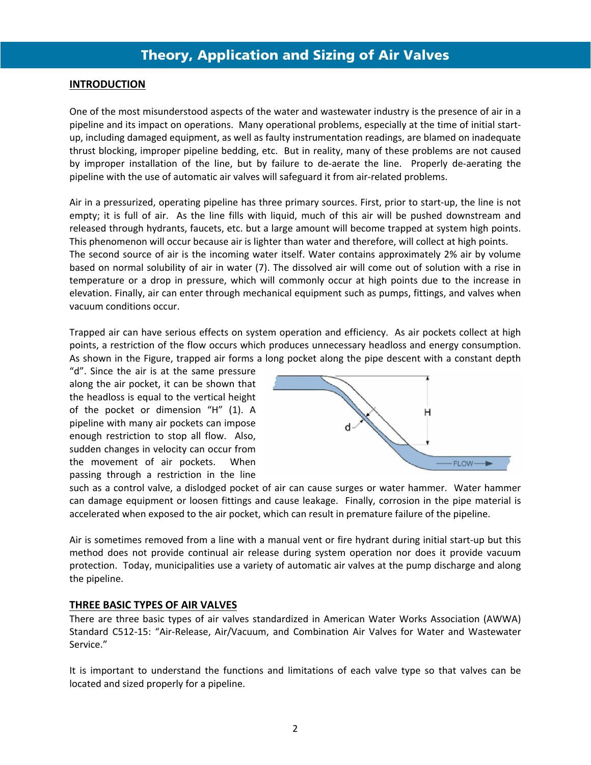# Theory, Application and Sizing of Air Valves

## INTRODUCTION

One of the most misunderstood aspects of the water and wastewater industry is the presence of air in a pipeline and its impact on operations. Many operational problems, especially at the time of initial start-up, including damaged equipment, as well as faulty instrumentation readings, are blamed on inadequate thrust blocking, improper pipeline bedding, etc. But in reality, many of these problems are not caused by improper installation of the line, but by failure to de-aerate the line. Properly de-aerating the pipeline with the use of automatic air valves will safeguard it from air-related problems.

Air in a pressurized, operating pipeline has three primary sources. First, prior to start-up, the line is not empty; it is full of air. As the line fills with liquid, much of this air will be pushed downstream and released through hydrants, faucets, etc. but a large amount will become trapped at system high points. This phenomenon will occur because air is lighter than water and therefore, will collect at high points. The second source of air is the incoming water itself. Water contains approximately 2% air by volume based on normal solubility of air in water (7). The dissolved air will come out of solution with a rise in temperature or a drop in pressure, which will commonly occur at high points due to the increase in elevation. Finally, air can enter through mechanical equipment such as pumps, fittings, and valves when vacuum conditions occur.

Trapped air can have serious effects on system operation and efficiency. As air pockets collect at high points, a restriction of the flow occurs which produces unnecessary headloss and energy consumption. As shown in the Figure, trapped air forms a long pocket along the pipe descent with a constant depth "d". Since the air is at the same pressure along the air pocket, it can be shown that the headloss is equal to the vertical height of the pocket or dimension "H" (1). A pipeline with many air pockets can impose enough restriction to stop all flow. Also, sudden changes in velocity can occur from the movement of air pockets. When passing through a restriction in the line such as a control valve, a dislodged pocket of air can cause surges or water hammer. Water hammer can damage equipment or loosen fittings and cause leakage. Finally, corrosion in the pipe material is accelerated when exposed to the air pocket, which can result in premature failure of the pipeline.

Air is sometimes removed from a line with a manual vent or fire hydrant during initial start-up but this method does not provide continual air release during system operation nor does it provide vacuum protection. Today, municipalities use a variety of automatic air valves at the pump discharge and along the pipeline.

## THREE BASIC TYPES OF AIR VALVES

There are three basic types of air valves standardized in American Water Works Association (AWWA) Standard C512-15: "Air-Release, Air/Vacuum, and Combination Air Valves for Water and Wastewater Service."

It is important to understand the functions and limitations of each valve type so that valves can be located and sized properly for a pipeline.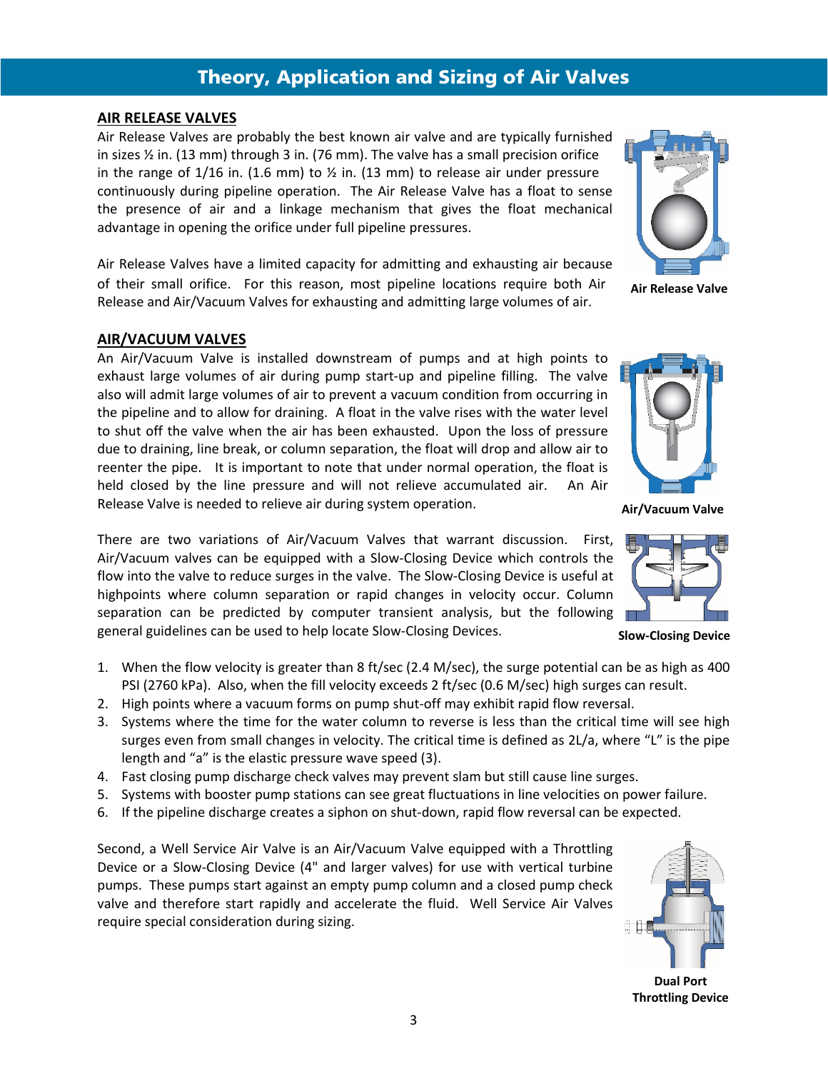# Theory, Application and Sizing of Air Valves

## AIR RELEASE VALVES

Air Release Valves are probably the best known air valve and are typically furnished in sizes ½ in. (13 mm) through 3 in. (76 mm). The valve has a small precision orifice in the range of 1/16 in. (1.6 mm) to ½ in. (13 mm) to release air under pressure continuously during pipeline operation. The Air Release Valve has a float to sense the presence of air and a linkage mechanism that gives the float mechanical advantage in opening the orifice under full pipeline pressures.

Air Release Valves have a limited capacity for admitting and exhausting air because of their small orifice. For this reason, most pipeline locations require both Air Release and Air/Vacuum Valves for exhausting and admitting large volumes of air.

**Air Release Valve**

## AIR/VACUUM VALVES

An Air/Vacuum Valve is installed downstream of pumps and at high points to exhaust large volumes of air during pump start-up and pipeline filling. The valve also will admit large volumes of air to prevent a vacuum condition from occurring in the pipeline and to allow for draining. A float in the valve rises with the water level to shut off the valve when the air has been exhausted. Upon the loss of pressure due to draining, line break, or column separation, the float will drop and allow air to reenter the pipe. It is important to note that under normal operation, the float is held closed by the line pressure and will not relieve accumulated air. An Air Release Valve is needed to relieve air during system operation.

**Air/Vacuum Valve**

There are two variations of Air/Vacuum Valves that warrant discussion. First, Air/Vacuum valves can be equipped with a Slow-Closing Device which controls the flow into the valve to reduce surges in the valve. The Slow-Closing Device is useful at highpoints where column separation or rapid changes in velocity occur. Column separation can be predicted by computer transient analysis, but the following general guidelines can be used to help locate Slow-Closing Devices.

**Slow-Closing Device**

1. When the flow velocity is greater than 8 ft/sec (2.4 M/sec), the surge potential can be as high as 400 PSI (2760 kPa). Also, when the fill velocity exceeds 2 ft/sec (0.6 M/sec) high surges can result.
2. High points where a vacuum forms on pump shut-off may exhibit rapid flow reversal.
3. Systems where the time for the water column to reverse is less than the critical time will see high surges even from small changes in velocity. The critical time is defined as $2L/a$, where "L" is the pipe length and "a" is the elastic pressure wave speed (3).
4. Fast closing pump discharge check valves may prevent slam but still cause line surges.
5. Systems with booster pump stations can see great fluctuations in line velocities on power failure.
6. If the pipeline discharge creates a siphon on shut-down, rapid flow reversal can be expected.

Second, a Well Service Air Valve is an Air/Vacuum Valve equipped with a Throttling Device or a Slow-Closing Device (4" and larger valves) for use with vertical turbine pumps. These pumps start against an empty pump column and a closed pump check valve and therefore start rapidly and accelerate the fluid. Well Service Air Valves require special consideration during sizing.

**Dual Port Throttling Device**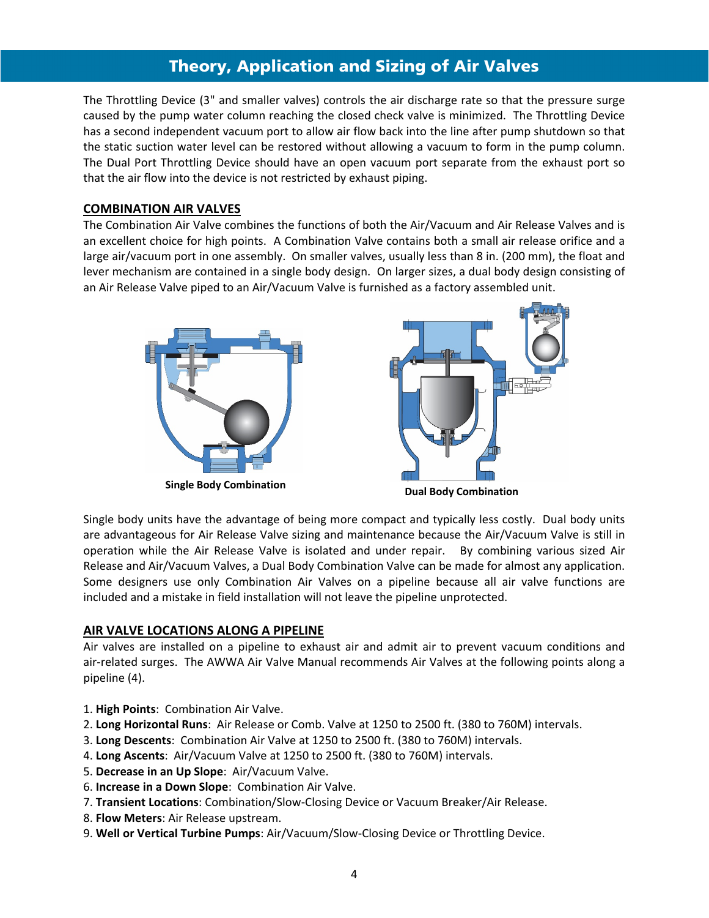# Theory, Application and Sizing of Air Valves

The Throttling Device (3" and smaller valves) controls the air discharge rate so that the pressure surge caused by the pump water column reaching the closed check valve is minimized. The Throttling Device has a second independent vacuum port to allow air flow back into the line after pump shutdown so that the static suction water level can be restored without allowing a vacuum to form in the pump column. The Dual Port Throttling Device should have an open vacuum port separate from the exhaust port so that the air flow into the device is not restricted by exhaust piping.

## COMBINATION AIR VALVES

The Combination Air Valve combines the functions of both the Air/Vacuum and Air Release Valves and is an excellent choice for high points. A Combination Valve contains both a small air release orifice and a large air/vacuum port in one assembly. On smaller valves, usually less than 8 in. (200 mm), the float and lever mechanism are contained in a single body design. On larger sizes, a dual body design consisting of an Air Release Valve piped to an Air/Vacuum Valve is furnished as a factory assembled unit.

**Single Body Combination**

**Dual Body Combination**

Single body units have the advantage of being more compact and typically less costly. Dual body units are advantageous for Air Release Valve sizing and maintenance because the Air/Vacuum Valve is still in operation while the Air Release Valve is isolated and under repair. By combining various sized Air Release and Air/Vacuum Valves, a Dual Body Combination Valve can be made for almost any application. Some designers use only Combination Air Valves on a pipeline because all air valve functions are included and a mistake in field installation will not leave the pipeline unprotected.

## AIR VALVE LOCATIONS ALONG A PIPELINE

Air valves are installed on a pipeline to exhaust air and admit air to prevent vacuum conditions and air-related surges. The AWWA Air Valve Manual recommends Air Valves at the following points along a pipeline (4).

1. **High Points**: Combination Air Valve.
2. **Long Horizontal Runs**: Air Release or Comb. Valve at 1250 to 2500 ft. (380 to 760M) intervals.
3. **Long Descents**: Combination Air Valve at 1250 to 2500 ft. (380 to 760M) intervals.
4. **Long Ascents**: Air/Vacuum Valve at 1250 to 2500 ft. (380 to 760M) intervals.
5. **Decrease in an Up Slope**: Air/Vacuum Valve.
6. **Increase in a Down Slope**: Combination Air Valve.
7. **Transient Locations**: Combination/Slow-Closing Device or Vacuum Breaker/Air Release.
8. **Flow Meters**: Air Release upstream.
9. **Well or Vertical Turbine Pumps**: Air/Vacuum/Slow-Closing Device or Throttling Device.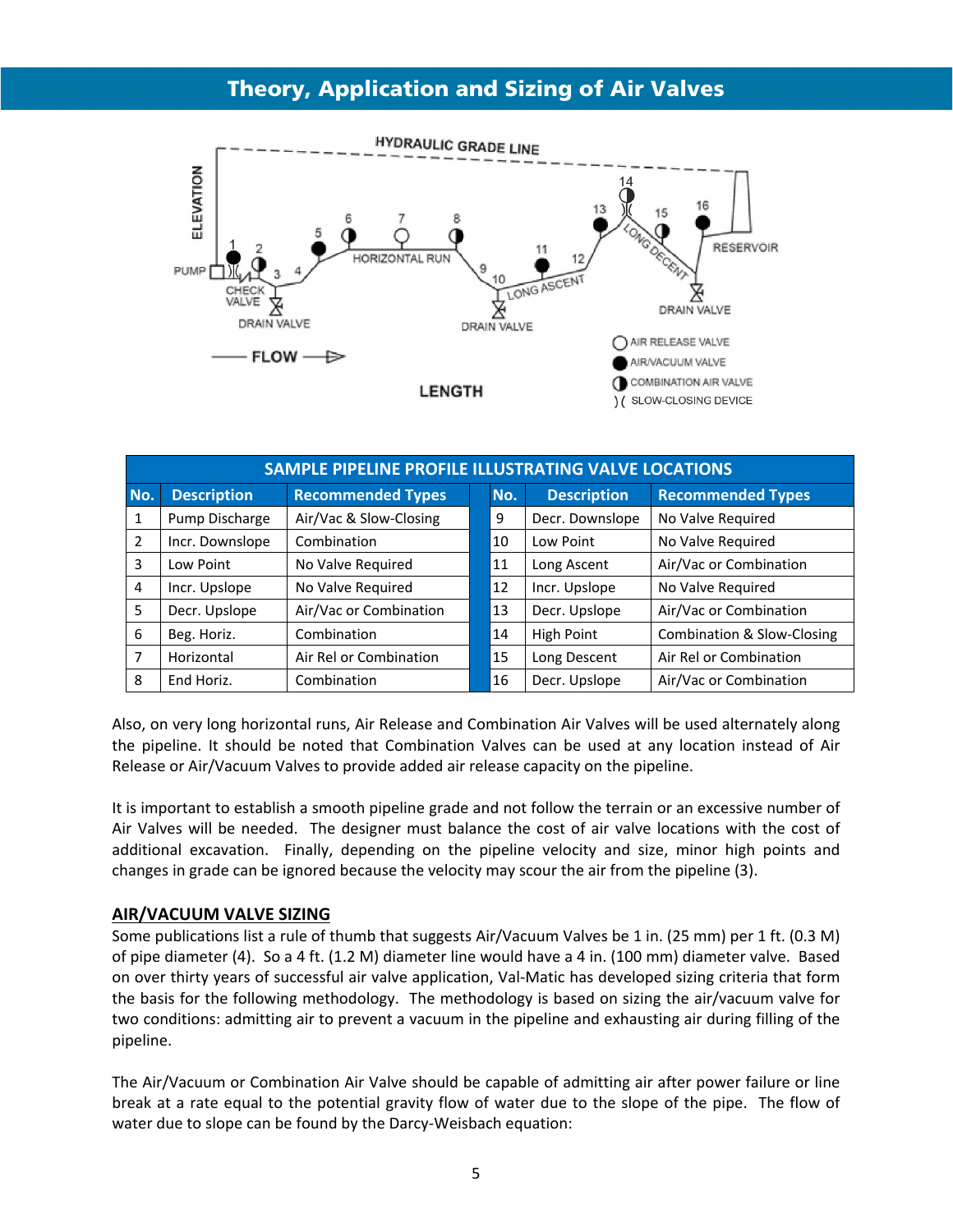# Theory, Application and Sizing of Air Valves

| SAMPLE PIPELINE PROFILE ILLUSTRATING VALVE LOCATIONS | | | | | |
|---|---|---|---|---|---|
| **No.** | **Description** | **Recommended Types** | **No.** | **Description** | **Recommended Types** |
| 1 | Pump Discharge | Air/Vac & Slow-Closing | 9 | Decr. Downslope | No Valve Required |
| 2 | Incr. Downslope | Combination | 10 | Low Point | No Valve Required |
| 3 | Low Point | No Valve Required | 11 | Long Ascent | Air/Vac or Combination |
| 4 | Incr. Upslope | No Valve Required | 12 | Incr. Upslope | No Valve Required |
| 5 | Decr. Upslope | Air/Vac or Combination | 13 | Decr. Upslope | Air/Vac or Combination |
| 6 | Beg. Horiz. | Combination | 14 | High Point | Combination & Slow-Closing |
| 7 | Horizontal | Air Rel or Combination | 15 | Long Descent | Air Rel or Combination |
| 8 | End Horiz. | Combination | 16 | Decr. Upslope | Air/Vac or Combination |

Also, on very long horizontal runs, Air Release and Combination Air Valves will be used alternately along the pipeline. It should be noted that Combination Valves can be used at any location instead of Air Release or Air/Vacuum Valves to provide added air release capacity on the pipeline.

It is important to establish a smooth pipeline grade and not follow the terrain or an excessive number of Air Valves will be needed. The designer must balance the cost of air valve locations with the cost of additional excavation. Finally, depending on the pipeline velocity and size, minor high points and changes in grade can be ignored because the velocity may scour the air from the pipeline (3).

## AIR/VACUUM VALVE SIZING

Some publications list a rule of thumb that suggests Air/Vacuum Valves be 1 in. (25 mm) per 1 ft. (0.3 M) of pipe diameter (4). So a 4 ft. (1.2 M) diameter line would have a 4 in. (100 mm) diameter valve. Based on over thirty years of successful air valve application, Val-Matic has developed sizing criteria that form the basis for the following methodology. The methodology is based on sizing the air/vacuum valve for two conditions: admitting air to prevent a vacuum in the pipeline and exhausting air during filling of the pipeline.

The Air/Vacuum or Combination Air Valve should be capable of admitting air after power failure or line break at a rate equal to the potential gravity flow of water due to the slope of the pipe. The flow of water due to slope can be found by the Darcy-Weisbach equation: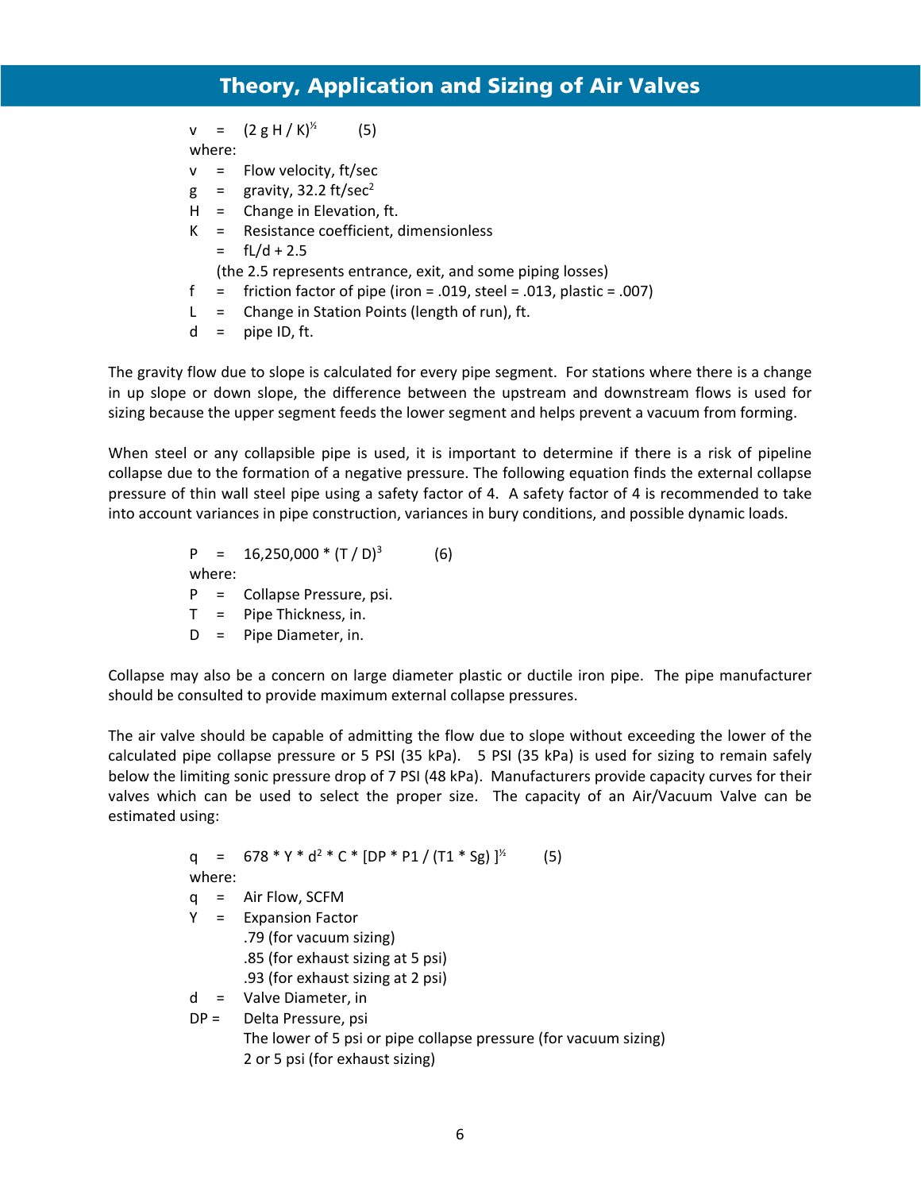$$v = (2\,g\,H / K)^{½} \qquad (5)$$

where:

- $v$ = Flow velocity, ft/sec
- $g$ = gravity, 32.2 ft/sec$^2$
- $H$ = Change in Elevation, ft.
- $K$ = Resistance coefficient, dimensionless
  - = $fL/d + 2.5$
  - (the 2.5 represents entrance, exit, and some piping losses)
- $f$ = friction factor of pipe (iron = .019, steel = .013, plastic = .007)
- $L$ = Change in Station Points (length of run), ft.
- $d$ = pipe ID, ft.

The gravity flow due to slope is calculated for every pipe segment. For stations where there is a change in up slope or down slope, the difference between the upstream and downstream flows is used for sizing because the upper segment feeds the lower segment and helps prevent a vacuum from forming.

When steel or any collapsible pipe is used, it is important to determine if there is a risk of pipeline collapse due to the formation of a negative pressure. The following equation finds the external collapse pressure of thin wall steel pipe using a safety factor of 4. A safety factor of 4 is recommended to take into account variances in pipe construction, variances in bury conditions, and possible dynamic loads.

$$P = 16{,}250{,}000 * (T / D)^3 \qquad (6)$$

where:

- $P$ = Collapse Pressure, psi.
- $T$ = Pipe Thickness, in.
- $D$ = Pipe Diameter, in.

Collapse may also be a concern on large diameter plastic or ductile iron pipe. The pipe manufacturer should be consulted to provide maximum external collapse pressures.

The air valve should be capable of admitting the flow due to slope without exceeding the lower of the calculated pipe collapse pressure or 5 PSI (35 kPa). 5 PSI (35 kPa) is used for sizing to remain safely below the limiting sonic pressure drop of 7 PSI (48 kPa). Manufacturers provide capacity curves for their valves which can be used to select the proper size. The capacity of an Air/Vacuum Valve can be estimated using:

$$q = 678 * Y * d^2 * C * [DP * P1 / (T1 * Sg)]^{½} \qquad (5)$$

where:

- $q$ = Air Flow, SCFM
- $Y$ = Expansion Factor
  - .79 (for vacuum sizing)
  - .85 (for exhaust sizing at 5 psi)
  - .93 (for exhaust sizing at 2 psi)
- $d$ = Valve Diameter, in
- $DP$ = Delta Pressure, psi
  - The lower of 5 psi or pipe collapse pressure (for vacuum sizing)
  - 2 or 5 psi (for exhaust sizing)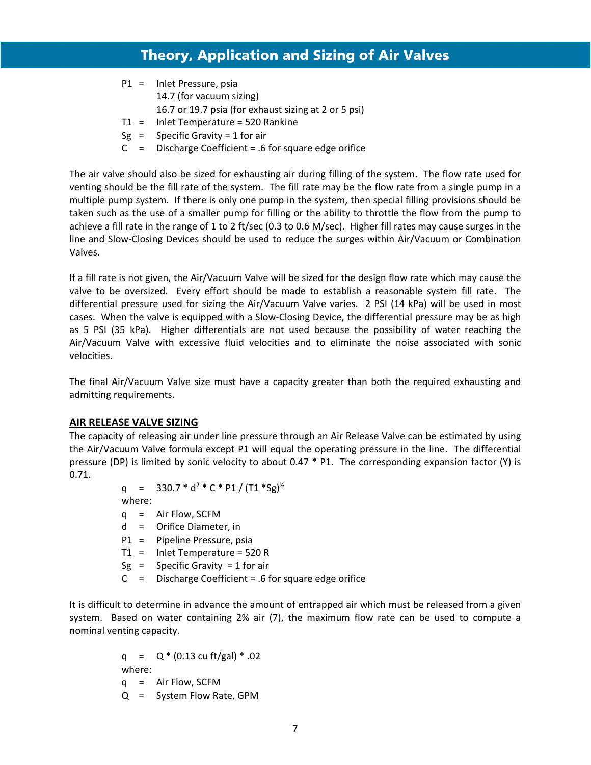$P1$ = Inlet Pressure, psia
14.7 (for vacuum sizing)
16.7 or 19.7 psia (for exhaust sizing at 2 or 5 psi)
$T1$ = Inlet Temperature = 520 Rankine
$Sg$ = Specific Gravity = 1 for air
$C$ = Discharge Coefficient = .6 for square edge orifice

The air valve should also be sized for exhausting air during filling of the system. The flow rate used for venting should be the fill rate of the system. The fill rate may be the flow rate from a single pump in a multiple pump system. If there is only one pump in the system, then special filling provisions should be taken such as the use of a smaller pump for filling or the ability to throttle the flow from the pump to achieve a fill rate in the range of 1 to 2 ft/sec (0.3 to 0.6 M/sec). Higher fill rates may cause surges in the line and Slow-Closing Devices should be used to reduce the surges within Air/Vacuum or Combination Valves.

If a fill rate is not given, the Air/Vacuum Valve will be sized for the design flow rate which may cause the valve to be oversized. Every effort should be made to establish a reasonable system fill rate. The differential pressure used for sizing the Air/Vacuum Valve varies. 2 PSI (14 kPa) will be used in most cases. When the valve is equipped with a Slow-Closing Device, the differential pressure may be as high as 5 PSI (35 kPa). Higher differentials are not used because the possibility of water reaching the Air/Vacuum Valve with excessive fluid velocities and to eliminate the noise associated with sonic velocities.

The final Air/Vacuum Valve size must have a capacity greater than both the required exhausting and admitting requirements.

## AIR RELEASE VALVE SIZING

The capacity of releasing air under line pressure through an Air Release Valve can be estimated by using the Air/Vacuum Valve formula except P1 will equal the operating pressure in the line. The differential pressure (DP) is limited by sonic velocity to about 0.47 * P1. The corresponding expansion factor (Y) is 0.71.

$$q = 330.7 * d^2 * C * P1 / (T1 * Sg)^{1/2}$$

where:

$q$ = Air Flow, SCFM
$d$ = Orifice Diameter, in
$P1$ = Pipeline Pressure, psia
$T1$ = Inlet Temperature = 520 R
$Sg$ = Specific Gravity = 1 for air
$C$ = Discharge Coefficient = .6 for square edge orifice

It is difficult to determine in advance the amount of entrapped air which must be released from a given system. Based on water containing 2% air (7), the maximum flow rate can be used to compute a nominal venting capacity.

$$q = Q * (0.13 \text{ cu ft/gal}) * .02$$

where:

$q$ = Air Flow, SCFM
$Q$ = System Flow Rate, GPM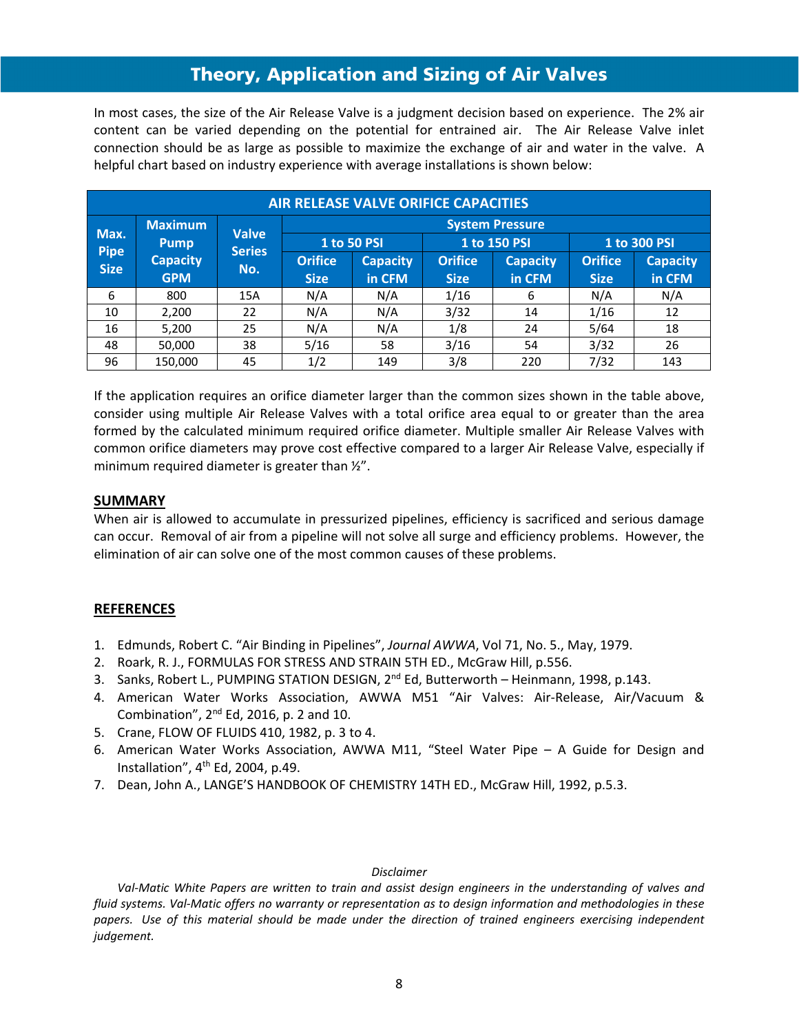# Theory, Application and Sizing of Air Valves

In most cases, the size of the Air Release Valve is a judgment decision based on experience. The 2% air content can be varied depending on the potential for entrained air. The Air Release Valve inlet connection should be as large as possible to maximize the exchange of air and water in the valve. A helpful chart based on industry experience with average installations is shown below:

| AIR RELEASE VALVE ORIFICE CAPACITIES | | | | | | | | |
|---|---|---|---|---|---|---|---|---|
| Max. Pipe Size | Maximum Pump Capacity GPM | Valve Series No. | System Pressure | | | | | |
| | | | 1 to 50 PSI | | 1 to 150 PSI | | 1 to 300 PSI | |
| | | | Orifice Size | Capacity in CFM | Orifice Size | Capacity in CFM | Orifice Size | Capacity in CFM |
| 6 | 800 | 15A | N/A | N/A | 1/16 | 6 | N/A | N/A |
| 10 | 2,200 | 22 | N/A | N/A | 3/32 | 14 | 1/16 | 12 |
| 16 | 5,200 | 25 | N/A | N/A | 1/8 | 24 | 5/64 | 18 |
| 48 | 50,000 | 38 | 5/16 | 58 | 3/16 | 54 | 3/32 | 26 |
| 96 | 150,000 | 45 | 1/2 | 149 | 3/8 | 220 | 7/32 | 143 |

If the application requires an orifice diameter larger than the common sizes shown in the table above, consider using multiple Air Release Valves with a total orifice area equal to or greater than the area formed by the calculated minimum required orifice diameter. Multiple smaller Air Release Valves with common orifice diameters may prove cost effective compared to a larger Air Release Valve, especially if minimum required diameter is greater than ½".

## SUMMARY

When air is allowed to accumulate in pressurized pipelines, efficiency is sacrificed and serious damage can occur. Removal of air from a pipeline will not solve all surge and efficiency problems. However, the elimination of air can solve one of the most common causes of these problems.

## REFERENCES

1. Edmunds, Robert C. "Air Binding in Pipelines", *Journal AWWA*, Vol 71, No. 5., May, 1979.
2. Roark, R. J., FORMULAS FOR STRESS AND STRAIN 5TH ED., McGraw Hill, p.556.
3. Sanks, Robert L., PUMPING STATION DESIGN, 2nd Ed, Butterworth – Heinmann, 1998, p.143.
4. American Water Works Association, AWWA M51 "Air Valves: Air-Release, Air/Vacuum & Combination", 2nd Ed, 2016, p. 2 and 10.
5. Crane, FLOW OF FLUIDS 410, 1982, p. 3 to 4.
6. American Water Works Association, AWWA M11, "Steel Water Pipe – A Guide for Design and Installation", 4th Ed, 2004, p.49.
7. Dean, John A., LANGE'S HANDBOOK OF CHEMISTRY 14TH ED., McGraw Hill, 1992, p.5.3.

*Disclaimer*

*Val-Matic White Papers are written to train and assist design engineers in the understanding of valves and fluid systems. Val-Matic offers no warranty or representation as to design information and methodologies in these papers. Use of this material should be made under the direction of trained engineers exercising independent judgement.*